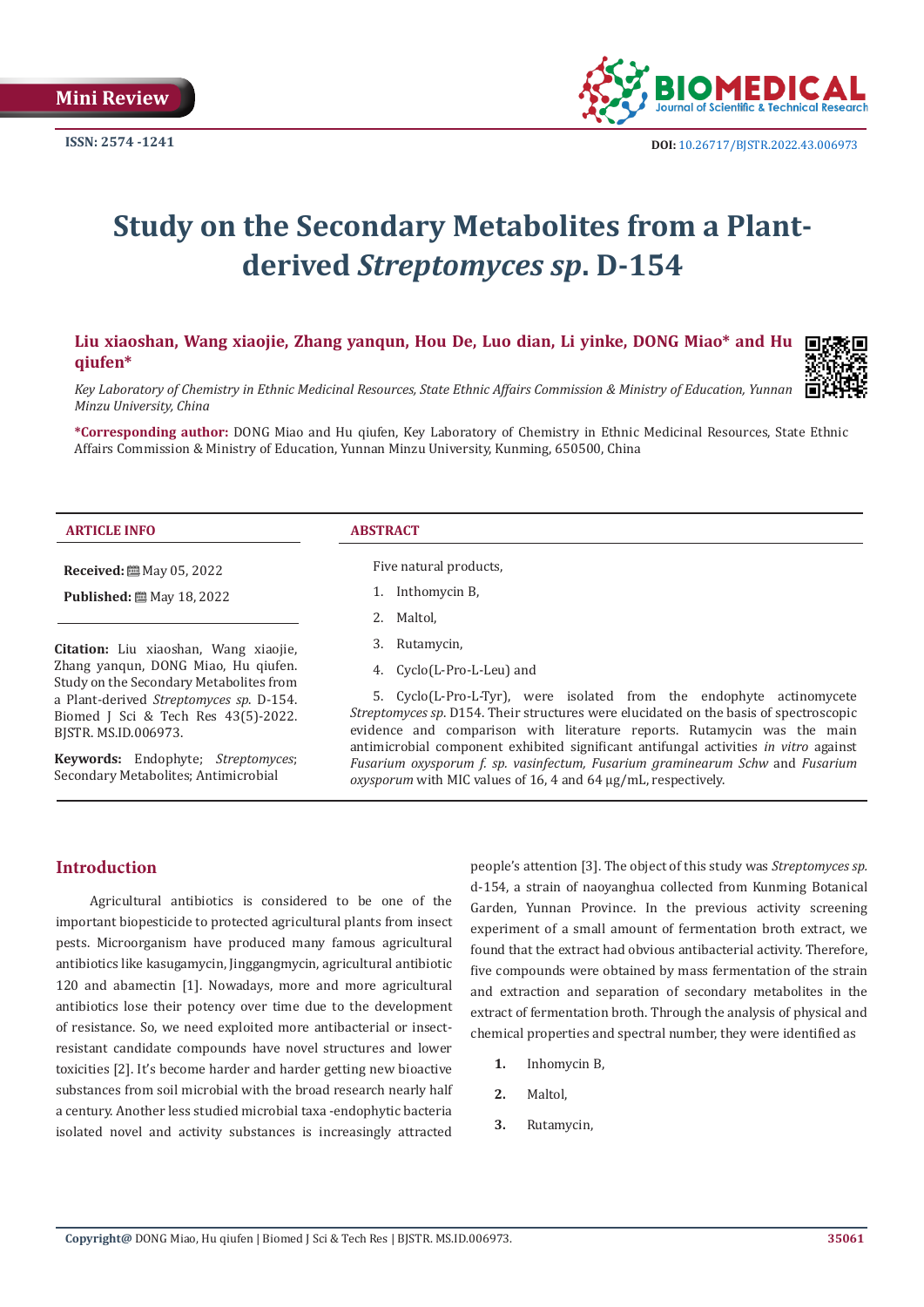Mini Review

ISSN: 2574 -1241

DOI: 10.26717/BJSTR.2022.43.006973

# Study on the Secondary Metabolites from a Plant-derived *Streptomyces sp*. D-154

**Liu xiaoshan, Wang xiaojie, Zhang yanqun, Hou De, Luo dian, Li yinke, DONG Miao\* and Hu qiufen\***

*Key Laboratory of Chemistry in Ethnic Medicinal Resources, State Ethnic Affairs Commission & Ministry of Education, Yunnan Minzu University, China*

**\*Corresponding author:** DONG Miao and Hu qiufen, Key Laboratory of Chemistry in Ethnic Medicinal Resources, State Ethnic Affairs Commission & Ministry of Education, Yunnan Minzu University, Kunming, 650500, China

**ARTICLE INFO**

**Received:** May 05, 2022

**Published:** May 18, 2022

**Citation:** Liu xiaoshan, Wang xiaojie, Zhang yanqun, DONG Miao, Hu qiufen. Study on the Secondary Metabolites from a Plant-derived *Streptomyces sp*. D-154. Biomed J Sci & Tech Res 43(5)-2022. BJSTR. MS.ID.006973.

**Keywords:** Endophyte; *Streptomyces*; Secondary Metabolites; Antimicrobial

**ABSTRACT**

Five natural products,

1. Inthomycin B,
2. Maltol,
3. Rutamycin,
4. Cyclo(L-Pro-L-Leu) and
5. Cyclo(L-Pro-L-Tyr), were isolated from the endophyte actinomycete *Streptomyces sp*. D154. Their structures were elucidated on the basis of spectroscopic evidence and comparison with literature reports. Rutamycin was the main antimicrobial component exhibited significant antifungal activities *in vitro* against *Fusarium oxysporum f. sp. vasinfectum, Fusarium graminearum Schw* and *Fusarium oxysporum* with MIC values of 16, 4 and 64 μg/mL, respectively.

## Introduction

Agricultural antibiotics is considered to be one of the important biopesticide to protected agricultural plants from insect pests. Microorganism have produced many famous agricultural antibiotics like kasugamycin, Jinggangmycin, agricultural antibiotic 120 and abamectin [1]. Nowadays, more and more agricultural antibiotics lose their potency over time due to the development of resistance. So, we need exploited more antibacterial or insect-resistant candidate compounds have novel structures and lower toxicities [2]. It's become harder and harder getting new bioactive substances from soil microbial with the broad research nearly half a century. Another less studied microbial taxa -endophytic bacteria isolated novel and activity substances is increasingly attracted people's attention [3]. The object of this study was *Streptomyces sp*. d-154, a strain of naoyanghua collected from Kunming Botanical Garden, Yunnan Province. In the previous activity screening experiment of a small amount of fermentation broth extract, we found that the extract had obvious antibacterial activity. Therefore, five compounds were obtained by mass fermentation of the strain and extraction and separation of secondary metabolites in the extract of fermentation broth. Through the analysis of physical and chemical properties and spectral number, they were identified as

1. Inhomycin B,
2. Maltol,
3. Rutamycin,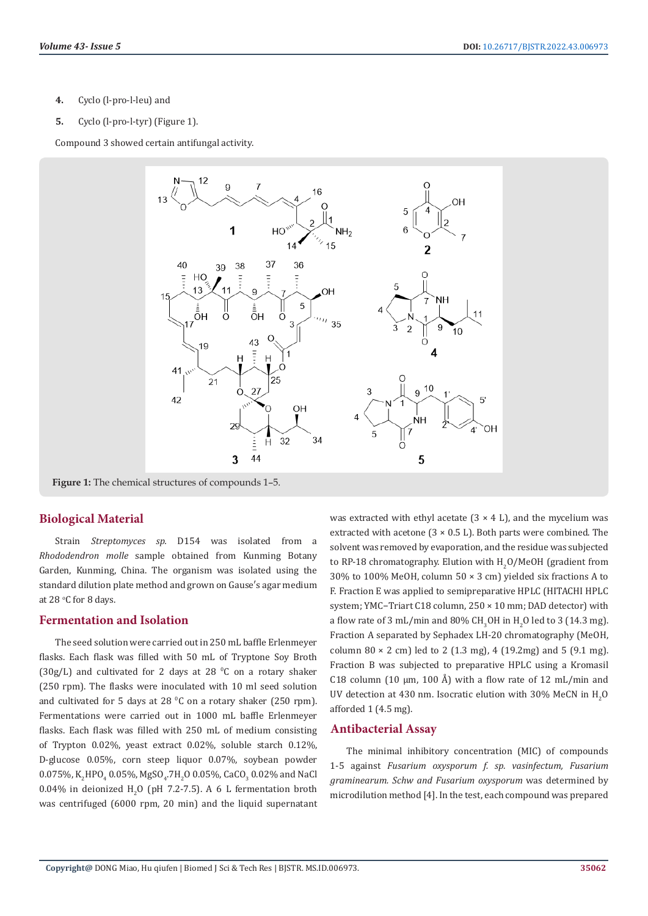4. Cyclo (l-pro-l-leu) and
5. Cyclo (l-pro-l-tyr) (Figure 1).

Compound 3 showed certain antifungal activity.

**Figure 1:** The chemical structures of compounds 1–5.

## Biological Material

Strain *Streptomyces sp.* D154 was isolated from a *Rhododendron molle* sample obtained from Kunming Botany Garden, Kunming, China. The organism was isolated using the standard dilution plate method and grown on Gause's agar medium at 28 °C for 8 days.

## Fermentation and Isolation

The seed solution were carried out in 250 mL baffle Erlenmeyer flasks. Each flask was filled with 50 mL of Tryptone Soy Broth (30g/L) and cultivated for 2 days at 28 °C on a rotary shaker (250 rpm). The flasks were inoculated with 10 ml seed solution and cultivated for 5 days at 28 °C on a rotary shaker (250 rpm). Fermentations were carried out in 1000 mL baffle Erlenmeyer flasks. Each flask was filled with 250 mL of medium consisting of Trypton 0.02%, yeast extract 0.02%, soluble starch 0.12%, D-glucose 0.05%, corn steep liquor 0.07%, soybean powder 0.075%, $K_2HPO_4$ 0.05%, $MgSO_4.7H_2O$ 0.05%, $CaCO_3$ 0.02% and NaCl 0.04% in deionized $H_2O$ (pH 7.2-7.5). A 6 L fermentation broth was centrifuged (6000 rpm, 20 min) and the liquid supernatant was extracted with ethyl acetate (3 × 4 L), and the mycelium was extracted with acetone (3 × 0.5 L). Both parts were combined. The solvent was removed by evaporation, and the residue was subjected to RP-18 chromatography. Elution with $H_2O$/MeOH (gradient from 30% to 100% MeOH, column 50 × 3 cm) yielded six fractions A to F. Fraction E was applied to semipreparative HPLC (HITACHI HPLC system; YMC–Triart C18 column, 250 × 10 mm; DAD detector) with a flow rate of 3 mL/min and 80% $CH_3OH$ in $H_2O$ led to 3 (14.3 mg). Fraction A separated by Sephadex LH-20 chromatography (MeOH, column 80 × 2 cm) led to 2 (1.3 mg), 4 (19.2mg) and 5 (9.1 mg). Fraction B was subjected to preparative HPLC using a Kromasil C18 column (10 μm, 100 Å) with a flow rate of 12 mL/min and UV detection at 430 nm. Isocratic elution with 30% MeCN in $H_2O$ afforded 1 (4.5 mg).

## Antibacterial Assay

The minimal inhibitory concentration (MIC) of compounds 1-5 against *Fusarium oxysporum f. sp. vasinfectum, Fusarium graminearum. Schw and Fusarium oxysporum* was determined by microdilution method [4]. In the test, each compound was prepared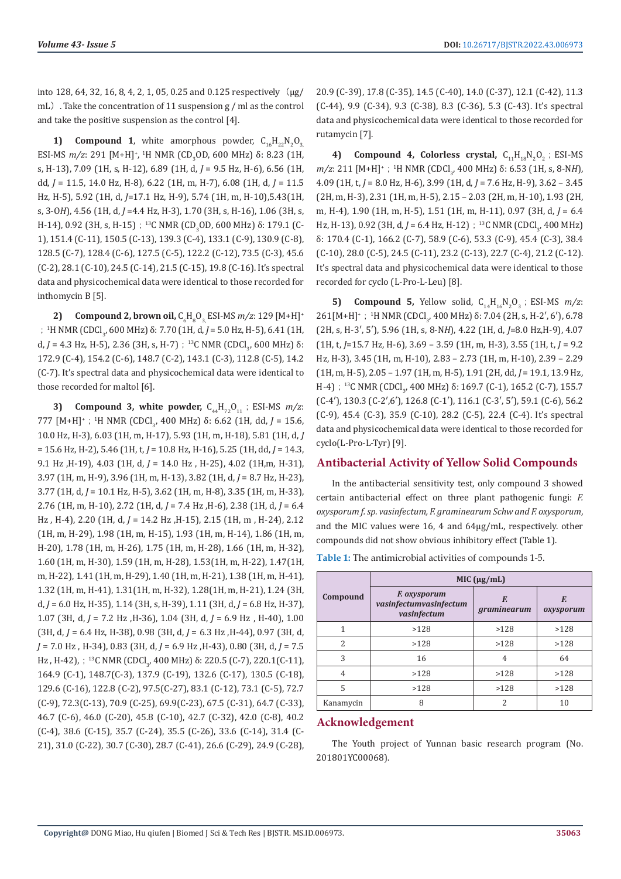into 128, 64, 32, 16, 8, 4, 2, 1, 05, 0.25 and 0.125 respectively（μg/mL）. Take the concentration of 11 suspension g / ml as the control and take the positive suspension as the control [4].

**1) Compound 1**, white amorphous powder, $C_{16}H_{22}N_2O_3$, ESI-MS *m/z*: 291 [M+H]$^+$, $^1$H NMR ($CD_3OD$, 600 MHz) δ: 8.23 (1H, s, H-13), 7.09 (1H, s, H-12), 6.89 (1H, d, *J* = 9.5 Hz, H-6), 6.56 (1H, dd, *J* = 11.5, 14.0 Hz, H-8), 6.22 (1H, m, H-7), 6.08 (1H, d, *J* = 11.5 Hz, H-5), 5.92 (1H, d, *J*=17.1 Hz, H-9), 5.74 (1H, m, H-10),5.43(1H, s, 3-O*H*), 4.56 (1H, d, *J* =4.4 Hz, H-3), 1.70 (3H, s, H-16), 1.06 (3H, s, H-14), 0.92 (3H, s, H-15)；$^{13}$C NMR ($CD_3OD$, 600 MHz) δ: 179.1 (C-1), 151.4 (C-11), 150.5 (C-13), 139.3 (C-4), 133.1 (C-9), 130.9 (C-8), 128.5 (C-7), 128.4 (C-6), 127.5 (C-5), 122.2 (C-12), 73.5 (C-3), 45.6 (C-2), 28.1 (C-10), 24.5 (C-14), 21.5 (C-15), 19.8 (C-16). It's spectral data and physicochemical data were identical to those recorded for inthomycin B [5].

**2) Compound 2, brown oil,** $C_6H_8O_3$, ESI-MS *m/z*: 129 [M+H]$^+$；$^1$H NMR ($CDCl_3$, 600 MHz) δ: 7.70 (1H, d, *J* = 5.0 Hz, H-5), 6.41 (1H, d, *J* = 4.3 Hz, H-5), 2.36 (3H, s, H-7)；$^{13}$C NMR ($CDCl_3$, 600 MHz) δ: 172.9 (C-4), 154.2 (C-6), 148.7 (C-2), 143.1 (C-3), 112.8 (C-5), 14.2 (C-7). It's spectral data and physicochemical data were identical to those recorded for maltol [6].

**3) Compound 3, white powder,** $C_{44}H_{72}O_{11}$；ESI-MS *m/z*: 777 [M+H]$^+$；$^1$H NMR ($CDCl_3$, 400 MHz) δ: 6.62 (1H, dd, *J* = 15.6, 10.0 Hz, H-3), 6.03 (1H, m, H-17), 5.93 (1H, m, H-18), 5.81 (1H, d, *J* = 15.6 Hz, H-2), 5.46 (1H, t, *J* = 10.8 Hz, H-16), 5.25 (1H, dd, *J* = 14.3, 9.1 Hz ,H-19), 4.03 (1H, d, *J* = 14.0 Hz , H-25), 4.02 (1H,m, H-31), 3.97 (1H, m, H-9), 3.96 (1H, m, H-13), 3.82 (1H, d, *J* = 8.7 Hz, H-23), 3.77 (1H, d, *J* = 10.1 Hz, H-5), 3.62 (1H, m, H-8), 3.35 (1H, m, H-33), 2.76 (1H, m, H-10), 2.72 (1H, d, *J* = 7.4 Hz ,H-6), 2.38 (1H, d, *J* = 6.4 Hz , H-4), 2.20 (1H, d, *J* = 14.2 Hz ,H-15), 2.15 (1H, m , H-24), 2.12 (1H, m, H-29), 1.98 (1H, m, H-15), 1.93 (1H, m, H-14), 1.86 (1H, m, H-20), 1.78 (1H, m, H-26), 1.75 (1H, m, H-28), 1.66 (1H, m, H-32), 1.60 (1H, m, H-30), 1.59 (1H, m, H-28), 1.53(1H, m, H-22), 1.47(1H, m, H-22), 1.41 (1H, m, H-29), 1.40 (1H, m, H-21), 1.38 (1H, m, H-41), 1.32 (1H, m, H-41), 1.31(1H, m, H-32), 1.28(1H, m, H-21), 1.24 (3H, d, *J* = 6.0 Hz, H-35), 1.14 (3H, s, H-39), 1.11 (3H, d, *J* = 6.8 Hz, H-37), 1.07 (3H, d, *J* = 7.2 Hz ,H-36), 1.04 (3H, d, *J* = 6.9 Hz , H-40), 1.00 (3H, d, *J* = 6.4 Hz, H-38), 0.98 (3H, d, *J* = 6.3 Hz ,H-44), 0.97 (3H, d, *J* = 7.0 Hz , H-34), 0.83 (3H, d, *J* = 6.9 Hz ,H-43), 0.80 (3H, d, *J* = 7.5 Hz , H-42),；$^{13}$C NMR ($CDCl_3$, 400 MHz) δ: 220.5 (C-7), 220.1(C-11), 164.9 (C-1), 148.7(C-3), 137.9 (C-19), 132.6 (C-17), 130.5 (C-18), 129.6 (C-16), 122.8 (C-2), 97.5(C-27), 83.1 (C-12), 73.1 (C-5), 72.7 (C-9), 72.3(C-13), 70.9 (C-25), 69.9(C-23), 67.5 (C-31), 64.7 (C-33), 46.7 (C-6), 46.0 (C-20), 45.8 (C-10), 42.7 (C-32), 42.0 (C-8), 40.2 (C-4), 38.6 (C-15), 35.7 (C-24), 35.5 (C-26), 33.6 (C-14), 31.4 (C-21), 31.0 (C-22), 30.7 (C-30), 28.7 (C-41), 26.6 (C-29), 24.9 (C-28), 20.9 (C-39), 17.8 (C-35), 14.5 (C-40), 14.0 (C-37), 12.1 (C-42), 11.3 (C-44), 9.9 (C-34), 9.3 (C-38), 8.3 (C-36), 5.3 (C-43). It's spectral data and physicochemical data were identical to those recorded for rutamycin [7].

**4) Compound 4, Colorless crystal,** $C_{11}H_{18}N_2O_2$；ESI-MS *m/z*: 211 [M+H]$^+$；$^1$H NMR ($CDCl_3$, 400 MHz) δ: 6.53 (1H, s, 8-N*H*), 4.09 (1H, t, *J* = 8.0 Hz, H-6), 3.99 (1H, d, *J* = 7.6 Hz, H-9), 3.62 – 3.45 (2H, m, H-3), 2.31 (1H, m, H-5), 2.15 – 2.03 (2H, m, H-10), 1.93 (2H, m, H-4), 1.90 (1H, m, H-5), 1.51 (1H, m, H-11), 0.97 (3H, d, *J* = 6.4 Hz, H-13), 0.92 (3H, d, *J* = 6.4 Hz, H-12)；$^{13}$C NMR ($CDCl_3$, 400 MHz) δ: 170.4 (C-1), 166.2 (C-7), 58.9 (C-6), 53.3 (C-9), 45.4 (C-3), 38.4 (C-10), 28.0 (C-5), 24.5 (C-11), 23.2 (C-13), 22.7 (C-4), 21.2 (C-12). It's spectral data and physicochemical data were identical to those recorded for cyclo (L-Pro-L-Leu) [8].

**5) Compound 5,** Yellow solid, $C_{14}H_{16}N_2O_3$；ESI-MS *m/z*: 261[M+H]$^+$；$^1$H NMR ($CDCl_3$, 400 MHz) δ: 7.04 (2H, s, H-2′, 6′), 6.78 (2H, s, H-3′, 5′), 5.96 (1H, s, 8-N*H*), 4.22 (1H, d, *J*=8.0 Hz,H-9), 4.07 (1H, t, *J*=15.7 Hz, H-6), 3.69 – 3.59 (1H, m, H-3), 3.55 (1H, t, *J* = 9.2 Hz, H-3), 3.45 (1H, m, H-10), 2.83 – 2.73 (1H, m, H-10), 2.39 – 2.29 (1H, m, H-5), 2.05 – 1.97 (1H, m, H-5), 1.91 (2H, dd, *J* = 19.1, 13.9 Hz, H-4)；$^{13}$C NMR ($CDCl_3$, 400 MHz) δ: 169.7 (C-1), 165.2 (C-7), 155.7 (C-4′), 130.3 (C-2′,6′), 126.8 (C-1′), 116.1 (C-3′, 5′), 59.1 (C-6), 56.2 (C-9), 45.4 (C-3), 35.9 (C-10), 28.2 (C-5), 22.4 (C-4). It's spectral data and physicochemical data were identical to those recorded for cyclo(L-Pro-L-Tyr) [9].

## Antibacterial Activity of Yellow Solid Compounds

In the antibacterial sensitivity test, only compound 3 showed certain antibacterial effect on three plant pathogenic fungi: *F. oxysporum f. sp. vasinfectum, F. graminearum Schw and F. oxysporum*, and the MIC values were 16, 4 and 64μg/mL, respectively. other compounds did not show obvious inhibitory effect (Table 1).

**Table 1:** The antimicrobial activities of compounds 1-5.

| Compound | MIC (μg/mL) | | |
|---|---|---|---|
| | *F. oxysporum vasinfectumvasinfectum vasinfectum* | *F. graminearum* | *F. oxysporum* |
| 1 | >128 | >128 | >128 |
| 2 | >128 | >128 | >128 |
| 3 | 16 | 4 | 64 |
| 4 | >128 | >128 | >128 |
| 5 | >128 | >128 | >128 |
| Kanamycin | 8 | 2 | 10 |

## Acknowledgement

The Youth project of Yunnan basic research program (No. 201801YC00068).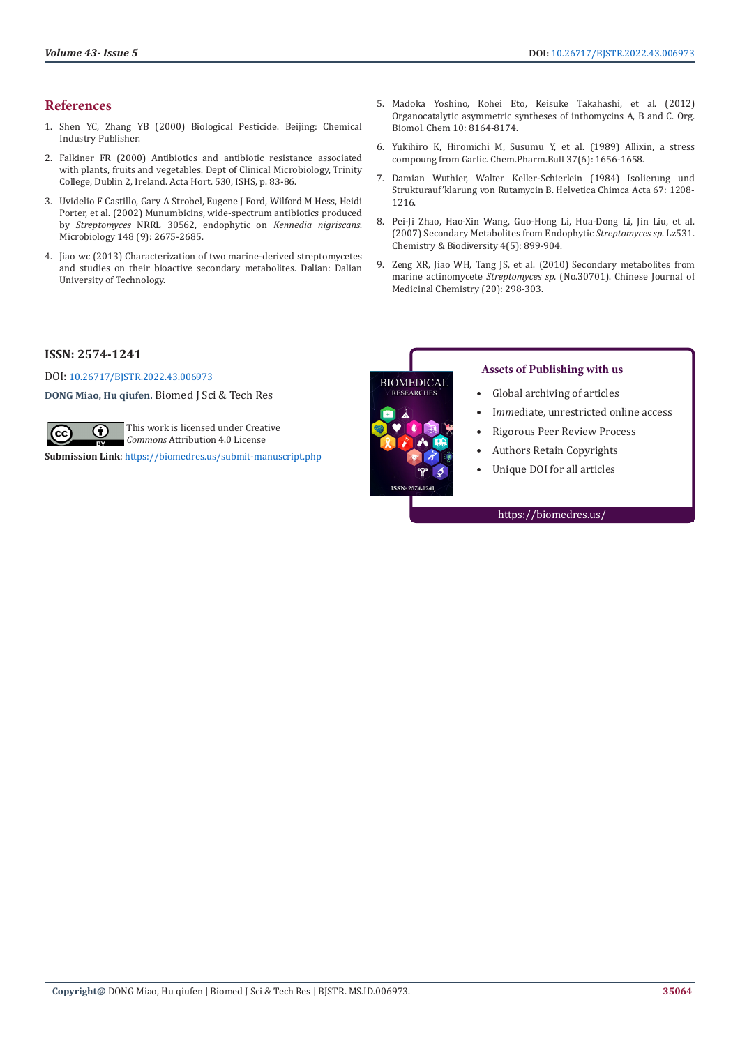## References

1. Shen YC, Zhang YB (2000) Biological Pesticide. Beijing: Chemical Industry Publisher.
2. Falkiner FR (2000) Antibiotics and antibiotic resistance associated with plants, fruits and vegetables. Dept of Clinical Microbiology, Trinity College, Dublin 2, Ireland. Acta Hort. 530, ISHS, p. 83-86.
3. Uvidelio F Castillo, Gary A Strobel, Eugene J Ford, Wilford M Hess, Heidi Porter, et al. (2002) Munumbicins, wide-spectrum antibiotics produced by *Streptomyces* NRRL 30562, endophytic on *Kennedia nigriscans*. Microbiology 148 (9): 2675-2685.
4. Jiao wc (2013) Characterization of two marine-derived streptomycetes and studies on their bioactive secondary metabolites. Dalian: Dalian University of Technology.
5. Madoka Yoshino, Kohei Eto, Keisuke Takahashi, et al. (2012) Organocatalytic asymmetric syntheses of inthomycins A, B and C. Org. Biomol. Chem 10: 8164-8174.
6. Yukihiro K, Hiromichi M, Susumu Y, et al. (1989) Allixin, a stress compoung from Garlic. Chem.Pharm.Bull 37(6): 1656-1658.
7. Damian Wuthier, Walter Keller-Schierlein (1984) Isolierung und Strukturauf'klarung von Rutamycin B. Helvetica Chimca Acta 67: 1208-1216.
8. Pei-Ji Zhao, Hao-Xin Wang, Guo-Hong Li, Hua-Dong Li, Jin Liu, et al. (2007) Secondary Metabolites from Endophytic *Streptomyces sp*. Lz531. Chemistry & Biodiversity 4(5): 899-904.
9. Zeng XR, Jiao WH, Tang JS, et al. (2010) Secondary metabolites from marine actinomycete *Streptomyces sp*. (No.30701). Chinese Journal of Medicinal Chemistry (20): 298-303.

**ISSN: 2574-1241**

DOI: 10.26717/BJSTR.2022.43.006973

**DONG Miao, Hu qiufen.** Biomed J Sci & Tech Res

This work is licensed under Creative *Commons* Attribution 4.0 License

**Submission Link**: https://biomedres.us/submit-manuscript.php

**Assets of Publishing with us**

- Global archiving of articles
- Immediate, unrestricted online access
- Rigorous Peer Review Process
- Authors Retain Copyrights
- Unique DOI for all articles

https://biomedres.us/